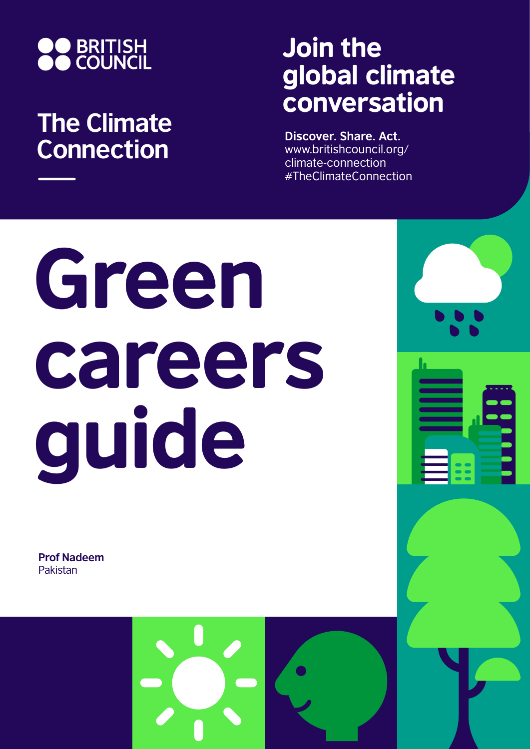BRITISH COUNCIL

## The Climate Connection

## Join the global climate conversation

**Discover. Share. Act.**
www.britishcouncil.org/climate-connection
#TheClimateConnection

# Green careers guide

**Prof Nadeem**
Pakistan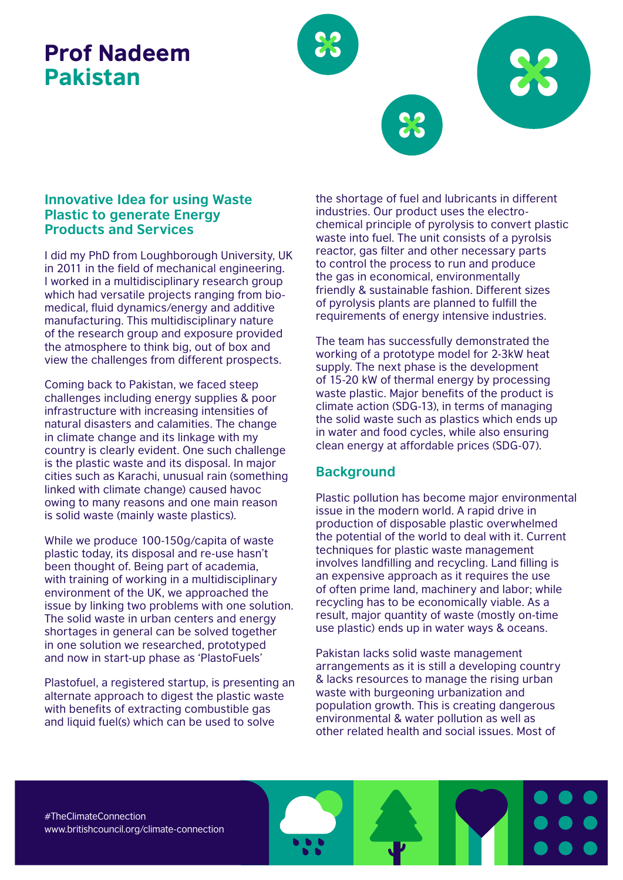# Prof Nadeem
## Pakistan

### Innovative Idea for using Waste Plastic to generate Energy Products and Services

I did my PhD from Loughborough University, UK in 2011 in the field of mechanical engineering. I worked in a multidisciplinary research group which had versatile projects ranging from bio-medical, fluid dynamics/energy and additive manufacturing. This multidisciplinary nature of the research group and exposure provided the atmosphere to think big, out of box and view the challenges from different prospects.

Coming back to Pakistan, we faced steep challenges including energy supplies & poor infrastructure with increasing intensities of natural disasters and calamities. The change in climate change and its linkage with my country is clearly evident. One such challenge is the plastic waste and its disposal. In major cities such as Karachi, unusual rain (something linked with climate change) caused havoc owing to many reasons and one main reason is solid waste (mainly waste plastics).

While we produce 100-150g/capita of waste plastic today, its disposal and re-use hasn't been thought of. Being part of academia, with training of working in a multidisciplinary environment of the UK, we approached the issue by linking two problems with one solution. The solid waste in urban centers and energy shortages in general can be solved together in one solution we researched, prototyped and now in start-up phase as 'PlastoFuels'

Plastofuel, a registered startup, is presenting an alternate approach to digest the plastic waste with benefits of extracting combustible gas and liquid fuel(s) which can be used to solve the shortage of fuel and lubricants in different industries. Our product uses the electro-chemical principle of pyrolysis to convert plastic waste into fuel. The unit consists of a pyrolsis reactor, gas filter and other necessary parts to control the process to run and produce the gas in economical, environmentally friendly & sustainable fashion. Different sizes of pyrolysis plants are planned to fulfill the requirements of energy intensive industries.

The team has successfully demonstrated the working of a prototype model for 2-3kW heat supply. The next phase is the development of 15-20 kW of thermal energy by processing waste plastic. Major benefits of the product is climate action (SDG-13), in terms of managing the solid waste such as plastics which ends up in water and food cycles, while also ensuring clean energy at affordable prices (SDG-07).

### Background

Plastic pollution has become major environmental issue in the modern world. A rapid drive in production of disposable plastic overwhelmed the potential of the world to deal with it. Current techniques for plastic waste management involves landfilling and recycling. Land filling is an expensive approach as it requires the use of often prime land, machinery and labor; while recycling has to be economically viable. As a result, major quantity of waste (mostly on-time use plastic) ends up in water ways & oceans.

Pakistan lacks solid waste management arrangements as it is still a developing country & lacks resources to manage the rising urban waste with burgeoning urbanization and population growth. This is creating dangerous environmental & water pollution as well as other related health and social issues. Most of

#TheClimateConnection
www.britishcouncil.org/climate-connection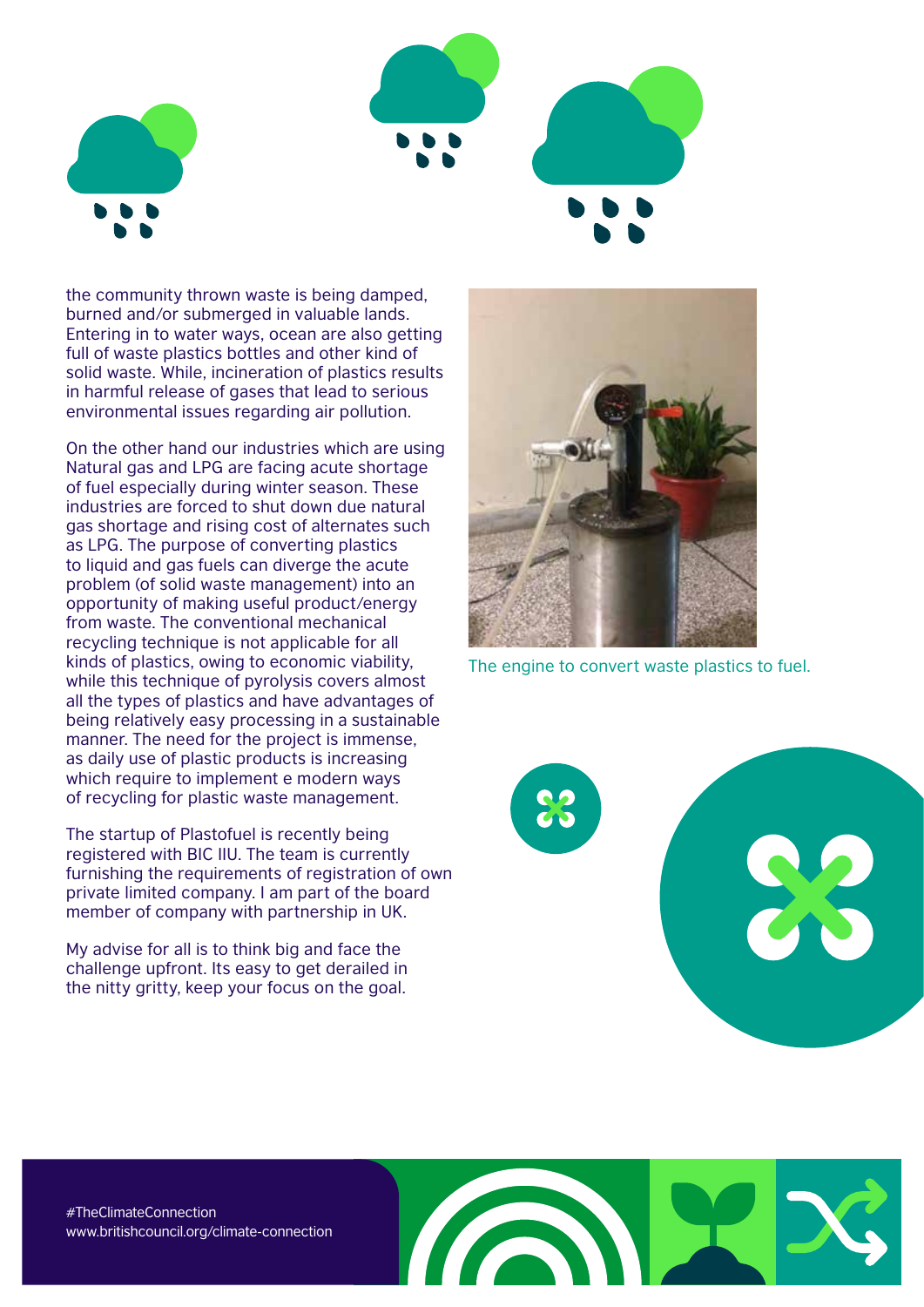the community thrown waste is being damped, burned and/or submerged in valuable lands. Entering in to water ways, ocean are also getting full of waste plastics bottles and other kind of solid waste. While, incineration of plastics results in harmful release of gases that lead to serious environmental issues regarding air pollution.

On the other hand our industries which are using Natural gas and LPG are facing acute shortage of fuel especially during winter season. These industries are forced to shut down due natural gas shortage and rising cost of alternates such as LPG. The purpose of converting plastics to liquid and gas fuels can diverge the acute problem (of solid waste management) into an opportunity of making useful product/energy from waste. The conventional mechanical recycling technique is not applicable for all kinds of plastics, owing to economic viability, while this technique of pyrolysis covers almost all the types of plastics and have advantages of being relatively easy processing in a sustainable manner. The need for the project is immense, as daily use of plastic products is increasing which require to implement e modern ways of recycling for plastic waste management.

The startup of Plastofuel is recently being registered with BIC IIU. The team is currently furnishing the requirements of registration of own private limited company. I am part of the board member of company with partnership in UK.

My advise for all is to think big and face the challenge upfront. Its easy to get derailed in the nitty gritty, keep your focus on the goal.

The engine to convert waste plastics to fuel.

#TheClimateConnection
www.britishcouncil.org/climate-connection